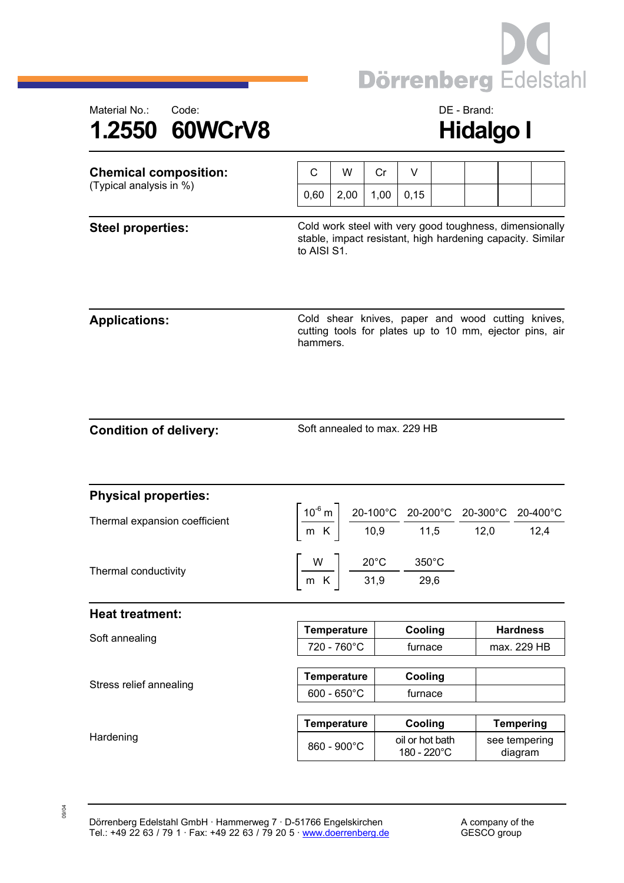Material No.: 1.2550 | Code: 60WCrV8 | DE - Brand: Hidalgo I

# 1.2550 60WCrV8 — Hidalgo I

## Chemical composition:
(Typical analysis in %)

| C | W | Cr | V |
|---|---|---|---|
| 0,60 | 2,00 | 1,00 | 0,15 |

## Steel properties:

Cold work steel with very good toughness, dimensionally stable, impact resistant, high hardening capacity. Similar to AISI S1.

## Applications:

Cold shear knives, paper and wood cutting knives, cutting tools for plates up to 10 mm, ejector pins, air hammers.

## Condition of delivery:

Soft annealed to max. 229 HB

## Physical properties:

Thermal expansion coefficient

| $\left[\frac{10^{-6}\,m}{m\,K}\right]$ | 20-100°C | 20-200°C | 20-300°C | 20-400°C |
|---|---|---|---|---|
| | 10,9 | 11,5 | 12,0 | 12,4 |

Thermal conductivity

| $\left[\frac{W}{m\,K}\right]$ | 20°C | 350°C |
|---|---|---|
| | 31,9 | 29,6 |

## Heat treatment:

Soft annealing

| Temperature | Cooling | Hardness |
|---|---|---|
| 720 - 760°C | furnace | max. 229 HB |

Stress relief annealing

| Temperature | Cooling |
|---|---|
| 600 - 650°C | furnace |

Hardening

| Temperature | Cooling | Tempering |
|---|---|---|
| 860 - 900°C | oil or hot bath 180 - 220°C | see tempering diagram |

09/04

Dörrenberg Edelstahl GmbH · Hammerweg 7 · D-51766 Engelskirchen
Tel.: +49 22 63 / 79 1 · Fax: +49 22 63 / 79 20 5 · www.doerrenberg.de

A company of the GESCO group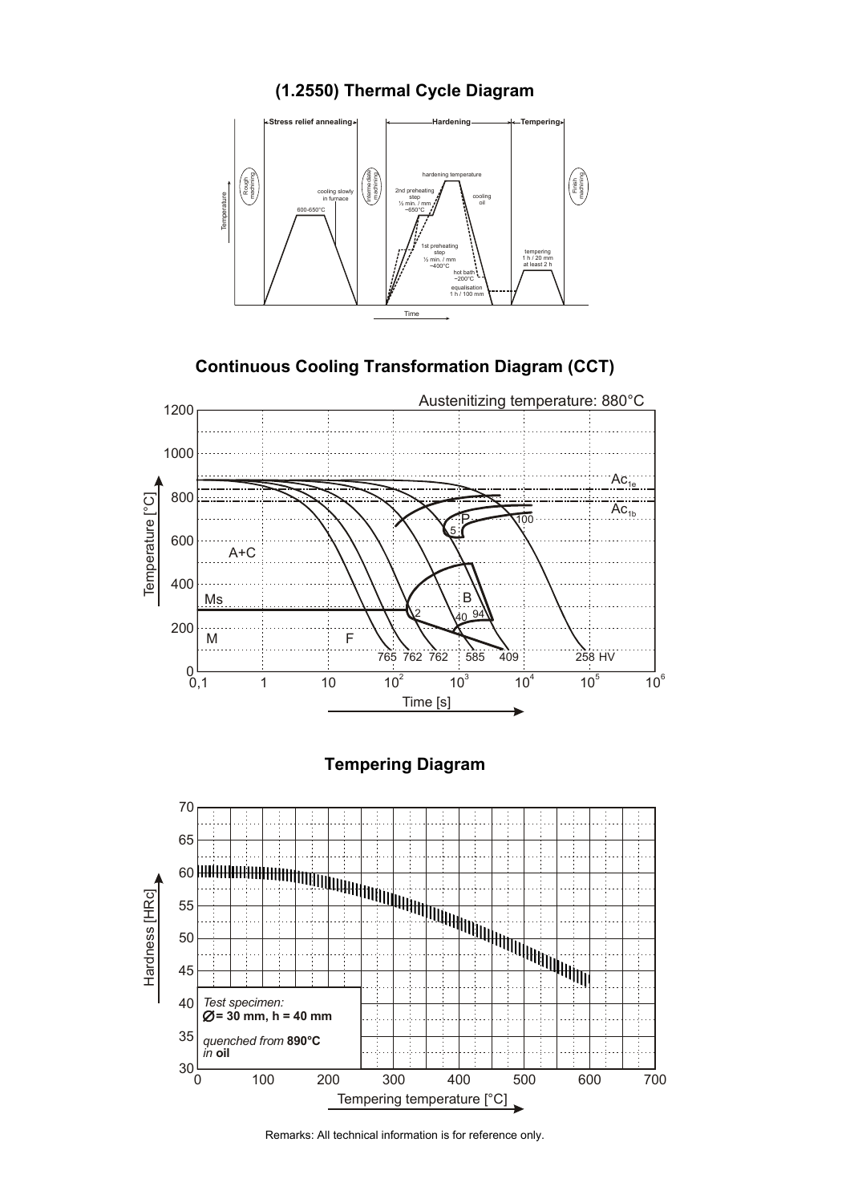## (1.2550) Thermal Cycle Diagram

Stress relief annealing

Hardening

Tempering

Rough machining

Intermediate machining

Finish machining

Temperature

600-650°C

cooling slowly in furnace

hardening temperature

2nd preheating step ½ min. / mm ~650°C

1st preheating step ½ min. / mm ~400°C

cooling oil

hot bath ~200°C

equalisation 1 h / 100 mm

tempering 1 h / 20 mm at least 2 h

Time

## Continuous Cooling Transformation Diagram (CCT)

Austenitizing temperature: 880°C

Temperature [°C]

1200

1000

800

600

400

200

0

$Ac_{1e}$

$Ac_{1b}$

P

5

100

A+C

Ms

B

2

40

94

M

F

765 762 762 585 409 258 HV

0,1 1 10 $10^2$ $10^3$ $10^4$ $10^5$ $10^6$

Time [s]

## Tempering Diagram

Hardness [HRc]

70

65

60

55

50

45

40

35

30

*Test specimen:*
**Ø = 30 mm, h = 40 mm**

*quenched from* **890°C**
*in* **oil**

0 100 200 300 400 500 600 700

Tempering temperature [°C]

Remarks: All technical information is for reference only.